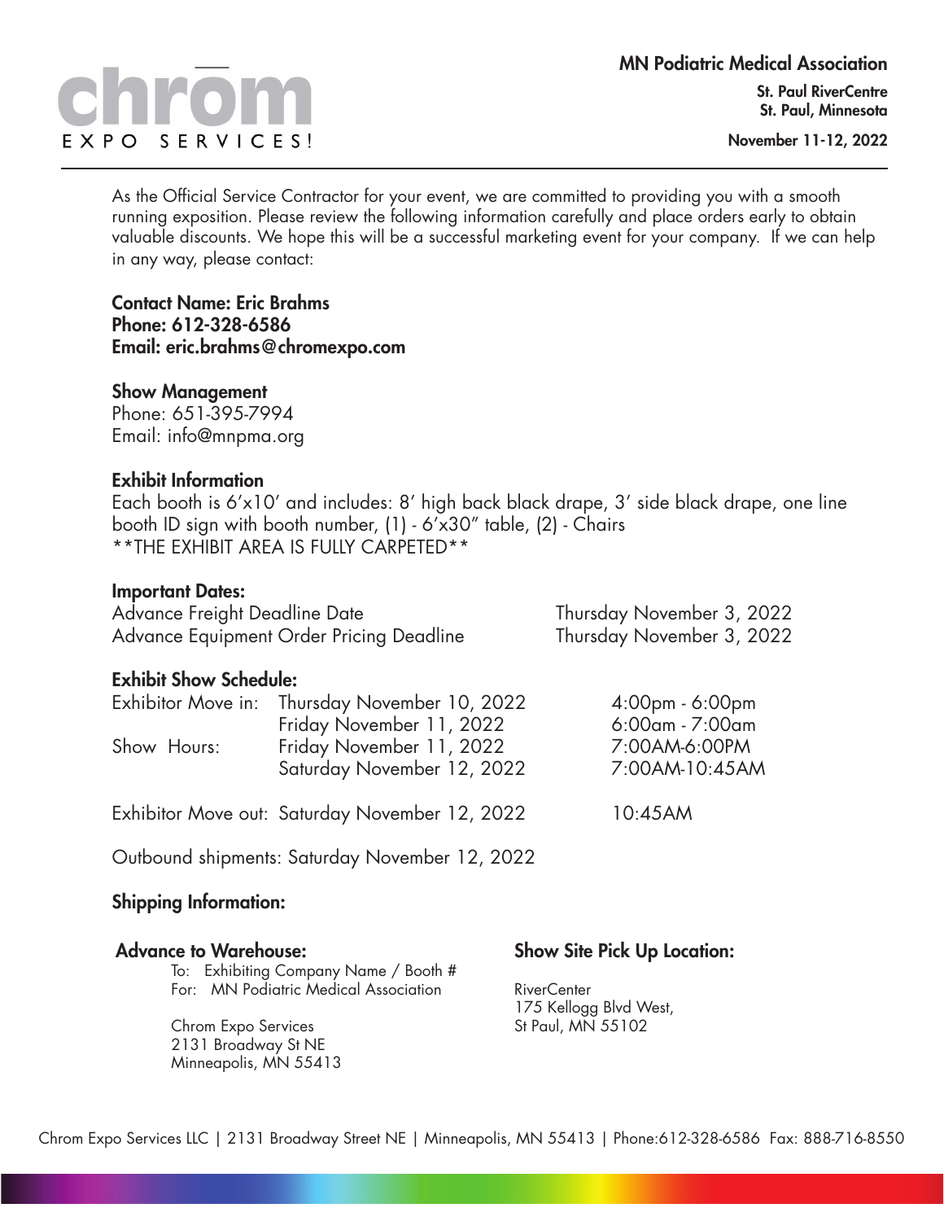chrom

EXPO SERVICES!

**MN Podiatric Medical Association**

**St. Paul RiverCentre**
**St. Paul, Minnesota**

**November 11-12, 2022**

As the Official Service Contractor for your event, we are committed to providing you with a smooth running exposition. Please review the following information carefully and place orders early to obtain valuable discounts. We hope this will be a successful marketing event for your company. If we can help in any way, please contact:

**Contact Name: Eric Brahms**
**Phone: 612-328-6586**
**Email: eric.brahms@chromexpo.com**

**Show Management**
Phone: 651-395-7994
Email: info@mnpma.org

**Exhibit Information**
Each booth is 6'x10' and includes: 8' high back black drape, 3' side black drape, one line booth ID sign with booth number, (1) - 6'x30" table, (2) - Chairs
**THE EXHIBIT AREA IS FULLY CARPETED**

**Important Dates:**

| | |
|---|---|
| Advance Freight Deadline Date | Thursday November 3, 2022 |
| Advance Equipment Order Pricing Deadline | Thursday November 3, 2022 |

**Exhibit Show Schedule:**

| | | |
|---|---|---|
| Exhibitor Move in: | Thursday November 10, 2022 | 4:00pm - 6:00pm |
| | Friday November 11, 2022 | 6:00am - 7:00am |
| Show Hours: | Friday November 11, 2022 | 7:00AM-6:00PM |
| | Saturday November 12, 2022 | 7:00AM-10:45AM |
| Exhibitor Move out: | Saturday November 12, 2022 | 10:45AM |
| Outbound shipments: | Saturday November 12, 2022 | |

**Shipping Information:**

**Advance to Warehouse:**

To: Exhibiting Company Name / Booth #
For: MN Podiatric Medical Association

Chrom Expo Services
2131 Broadway St NE
Minneapolis, MN 55413

**Show Site Pick Up Location:**

RiverCenter
175 Kellogg Blvd West,
St Paul, MN 55102

Chrom Expo Services LLC | 2131 Broadway Street NE | Minneapolis, MN 55413 | Phone:612-328-6586 Fax: 888-716-8550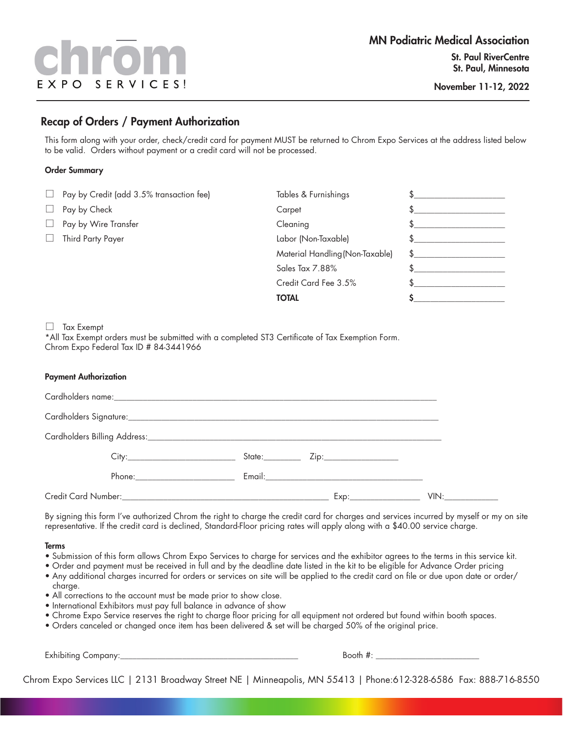chrom EXPO SERVICES!

**MN Podiatric Medical Association**

**St. Paul RiverCentre**
**St. Paul, Minnesota**

**November 11-12, 2022**

## Recap of Orders / Payment Authorization

This form along with your order, check/credit card for payment MUST be returned to Chrom Expo Services at the address listed below to be valid. Orders without payment or a credit card will not be processed.

### Order Summary

☐ Pay by Credit (add 3.5% transaction fee)
☐ Pay by Check
☐ Pay by Wire Transfer
☐ Third Party Payer

| Item | Amount |
|---|---|
| Tables & Furnishings | $____________________ |
| Carpet | $____________________ |
| Cleaning | $____________________ |
| Labor (Non-Taxable) | $____________________ |
| Material Handling (Non-Taxable) | $____________________ |
| Sales Tax 7.88% | $____________________ |
| Credit Card Fee 3.5% | $____________________ |
| **TOTAL** | **$____________________** |

☐ Tax Exempt
*All Tax Exempt orders must be submitted with a completed ST3 Certificate of Tax Exemption Form.
Chrom Expo Federal Tax ID # 84-3441966

### Payment Authorization

Cardholders name:________________________________________________________________________

Cardholders Signature:_____________________________________________________________________

Cardholders Billing Address:_________________________________________________________________

City:________________________ State:________ Zip:________________

Phone:______________________ Email:___________________________________

Credit Card Number:______________________________________________ Exp:________________ VIN:____________

By signing this form I've authorized Chrom the right to charge the credit card for charges and services incurred by myself or my on site representative. If the credit card is declined, Standard-Floor pricing rates will apply along with a $40.00 service charge.

### Terms

- Submission of this form allows Chrom Expo Services to charge for services and the exhibitor agrees to the terms in this service kit.
- Order and payment must be received in full and by the deadline date listed in the kit to be eligible for Advance Order pricing
- Any additional charges incurred for orders or services on site will be applied to the credit card on file or due upon date or order/charge.
- All corrections to the account must be made prior to show close.
- International Exhibitors must pay full balance in advance of show
- Chrome Expo Service reserves the right to charge floor pricing for all equipment not ordered but found within booth spaces.
- Orders canceled or changed once item has been delivered & set will be charged 50% of the original price.

Exhibiting Company:________________________________________ Booth #: _______________________

Chrom Expo Services LLC | 2131 Broadway Street NE | Minneapolis, MN 55413 | Phone:612-328-6586 Fax: 888-716-8550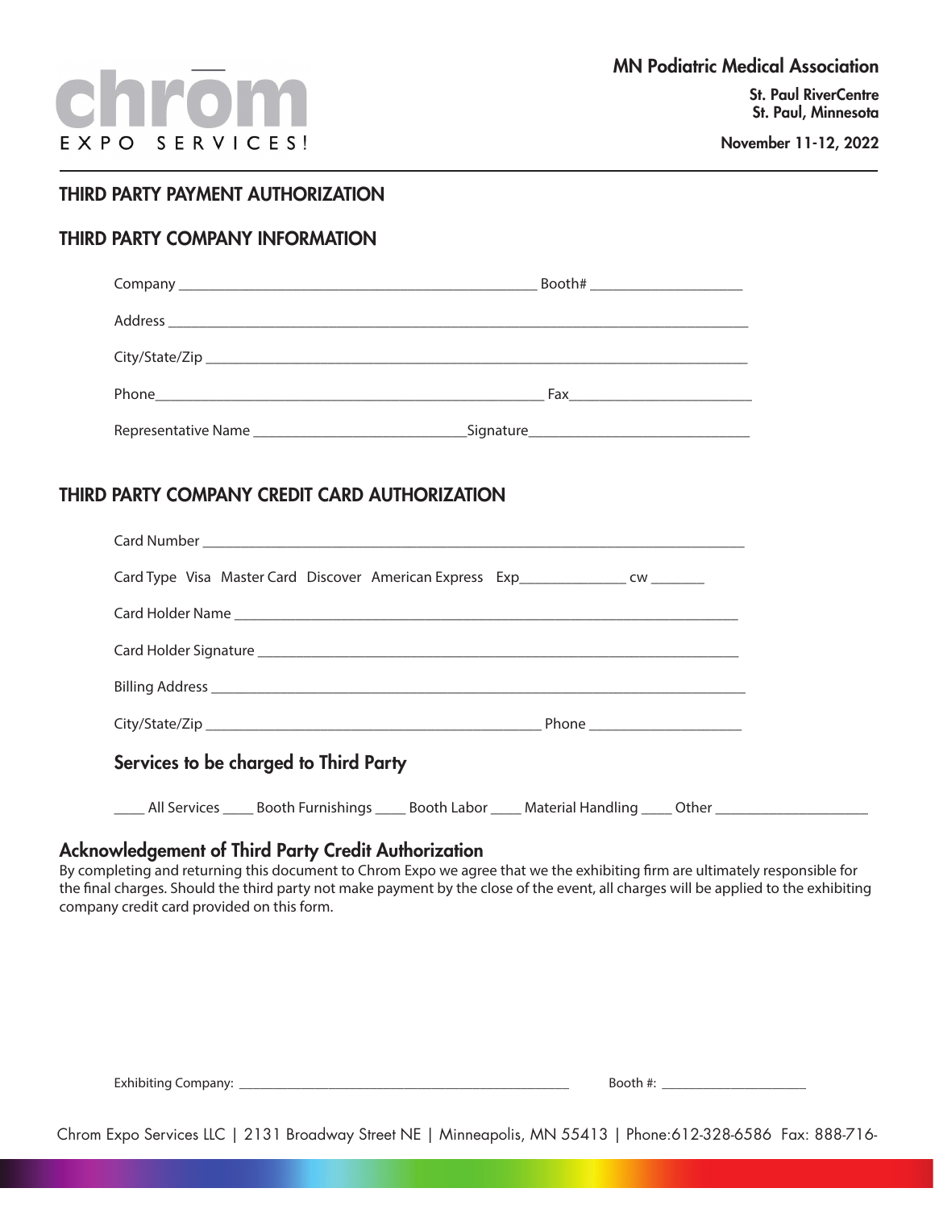chrom EXPO SERVICES!

**MN Podiatric Medical Association**

**St. Paul RiverCentre**
**St. Paul, Minnesota**

**November 11-12, 2022**

## THIRD PARTY PAYMENT AUTHORIZATION

## THIRD PARTY COMPANY INFORMATION

Company ______________________________________________ Booth# ____________________

Address ___________________________________________________________________________

City/State/Zip ______________________________________________________________________

Phone_____________________________________________________ Fax________________________

Representative Name ___________________________Signature____________________________

## THIRD PARTY COMPANY CREDIT CARD AUTHORIZATION

Card Number ________________________________________________________________________

Card Type Visa Master Card Discover American Express Exp______________ cw _______

Card Holder Name ___________________________________________________________________

Card Holder Signature _______________________________________________________________

Billing Address _____________________________________________________________________

City/State/Zip _______________________________________________ Phone ____________________

### Services to be charged to Third Party

____ All Services ____ Booth Furnishings ____ Booth Labor ____ Material Handling ____ Other ____________________

### Acknowledgement of Third Party Credit Authorization

By completing and returning this document to Chrom Expo we agree that we the exhibiting firm are ultimately responsible for the final charges. Should the third party not make payment by the close of the event, all charges will be applied to the exhibiting company credit card provided on this form.

Exhibiting Company: _______________________________________________ Booth #: ____________________

Chrom Expo Services LLC | 2131 Broadway Street NE | Minneapolis, MN 55413 | Phone:612-328-6586 Fax: 888-716-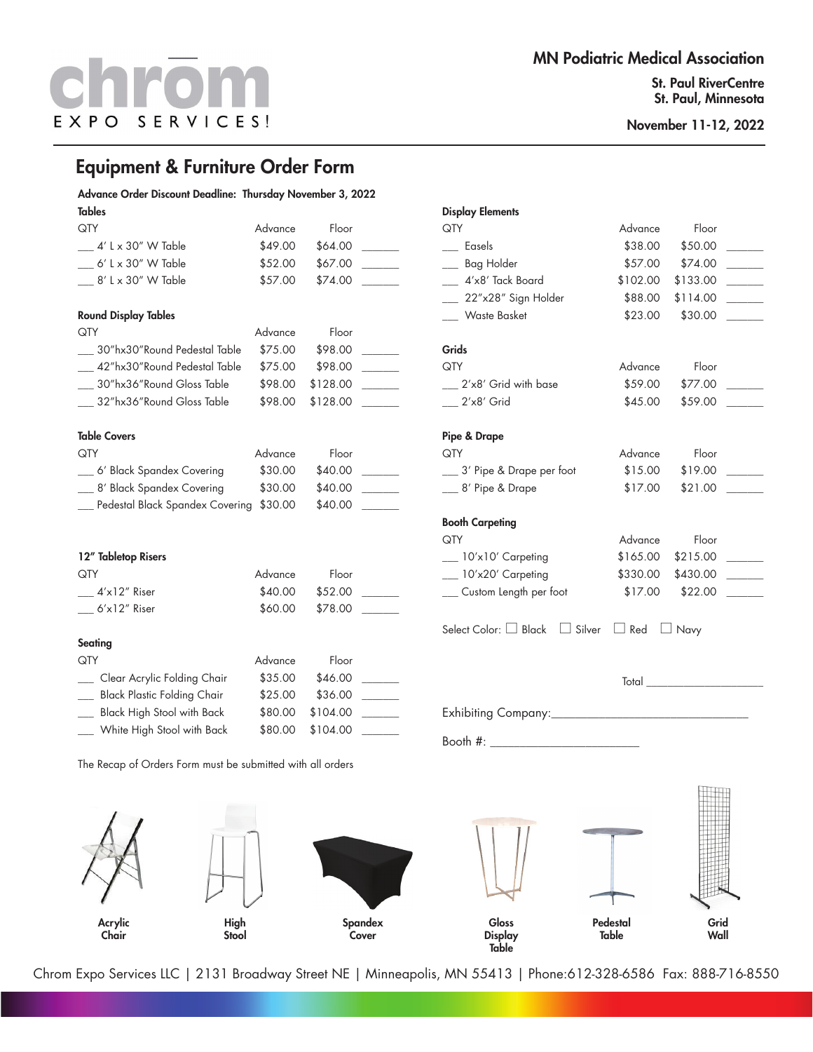chrom EXPO SERVICES!

**MN Podiatric Medical Association**

**St. Paul RiverCentre**
**St. Paul, Minnesota**

**November 11-12, 2022**

# Equipment & Furniture Order Form

**Advance Order Discount Deadline: Thursday November 3, 2022**

### Tables

| QTY | Item | Advance | Floor | |
|---|---|---|---|---|
| ___ | 4' L x 30" W Table | $49.00 | $64.00 | ______ |
| ___ | 6' L x 30" W Table | $52.00 | $67.00 | ______ |
| ___ | 8' L x 30" W Table | $57.00 | $74.00 | ______ |

### Round Display Tables

| QTY | Item | Advance | Floor | |
|---|---|---|---|---|
| ___ | 30"hx30"Round Pedestal Table | $75.00 | $98.00 | ______ |
| ___ | 42"hx30"Round Pedestal Table | $75.00 | $98.00 | ______ |
| ___ | 30"hx36"Round Gloss Table | $98.00 | $128.00 | ______ |
| ___ | 32"hx36"Round Gloss Table | $98.00 | $128.00 | ______ |

### Table Covers

| QTY | Item | Advance | Floor | |
|---|---|---|---|---|
| ___ | 6' Black Spandex Covering | $30.00 | $40.00 | ______ |
| ___ | 8' Black Spandex Covering | $30.00 | $40.00 | ______ |
| ___ | Pedestal Black Spandex Covering | $30.00 | $40.00 | ______ |

### 12" Tabletop Risers

| QTY | Item | Advance | Floor | |
|---|---|---|---|---|
| ___ | 4'x12" Riser | $40.00 | $52.00 | ______ |
| ___ | 6'x12" Riser | $60.00 | $78.00 | ______ |

### Seating

| QTY | Item | Advance | Floor | |
|---|---|---|---|---|
| ___ | Clear Acrylic Folding Chair | $35.00 | $46.00 | ______ |
| ___ | Black Plastic Folding Chair | $25.00 | $36.00 | ______ |
| ___ | Black High Stool with Back | $80.00 | $104.00 | ______ |
| ___ | White High Stool with Back | $80.00 | $104.00 | ______ |

The Recap of Orders Form must be submitted with all orders

### Display Elements

| QTY | Item | Advance | Floor | |
|---|---|---|---|---|
| ___ | Easels | $38.00 | $50.00 | ______ |
| ___ | Bag Holder | $57.00 | $74.00 | ______ |
| ___ | 4'x8' Tack Board | $102.00 | $133.00 | ______ |
| ___ | 22"x28" Sign Holder | $88.00 | $114.00 | ______ |
| ___ | Waste Basket | $23.00 | $30.00 | ______ |

### Grids

| QTY | Item | Advance | Floor | |
|---|---|---|---|---|
| ___ | 2'x8' Grid with base | $59.00 | $77.00 | ______ |
| ___ | 2'x8' Grid | $45.00 | $59.00 | ______ |

### Pipe & Drape

| QTY | Item | Advance | Floor | |
|---|---|---|---|---|
| ___ | 3' Pipe & Drape per foot | $15.00 | $19.00 | ______ |
| ___ | 8' Pipe & Drape | $17.00 | $21.00 | ______ |

### Booth Carpeting

| QTY | Item | Advance | Floor | |
|---|---|---|---|---|
| ___ | 10'x10' Carpeting | $165.00 | $215.00 | ______ |
| ___ | 10'x20' Carpeting | $330.00 | $430.00 | ______ |
| ___ | Custom Length per foot | $17.00 | $22.00 | ______ |

Select Color: ☐ Black ☐ Silver ☐ Red ☐ Navy

Total ____________________

Exhibiting Company:_______________________________

Booth #: ________________________

Acrylic Chair | High Stool | Spandex Cover | Gloss Display Table | Pedestal Table | Grid Wall

Chrom Expo Services LLC | 2131 Broadway Street NE | Minneapolis, MN 55413 | Phone:612-328-6586 Fax: 888-716-8550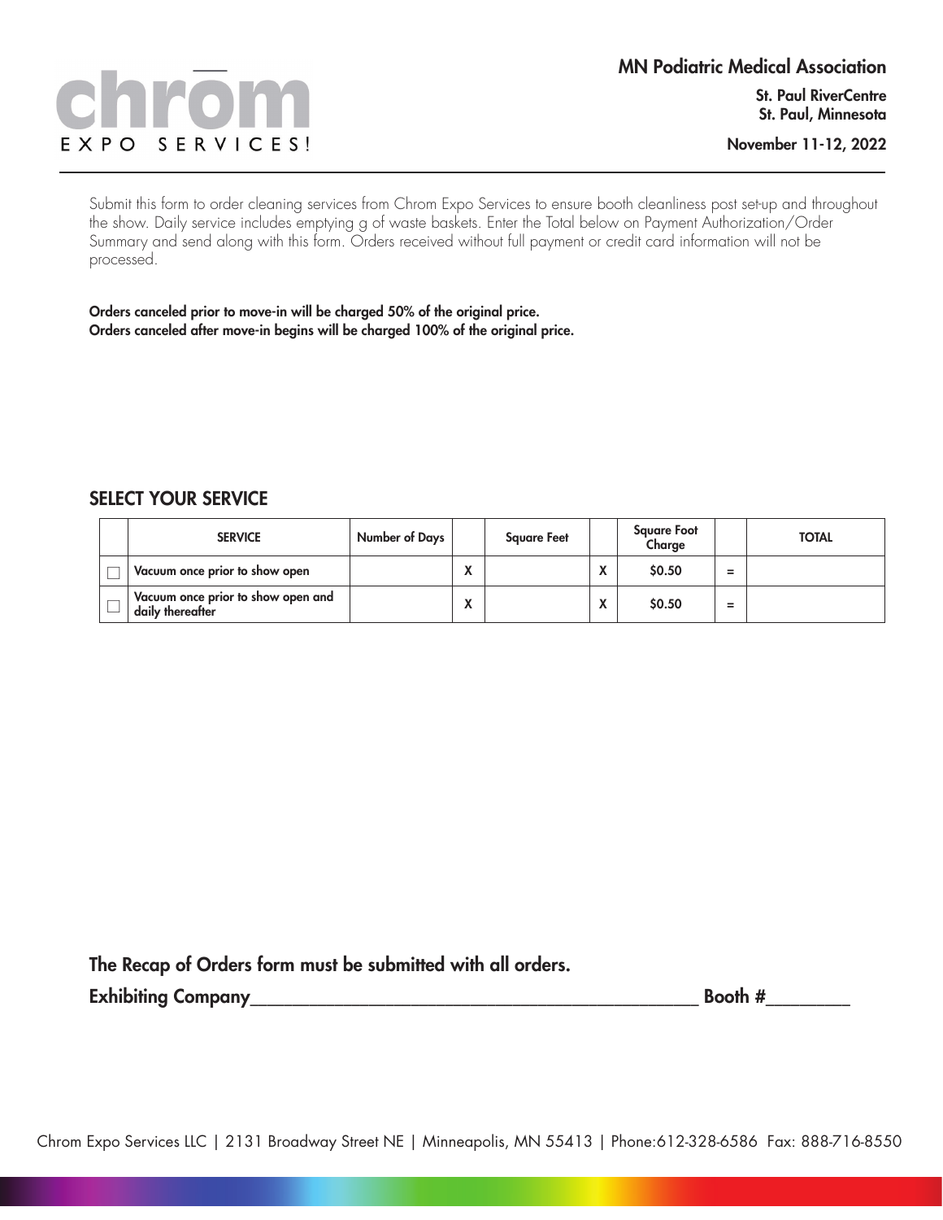chrom
EXPO SERVICES!

**MN Podiatric Medical Association**

**St. Paul RiverCentre**
**St. Paul, Minnesota**

**November 11-12, 2022**

Submit this form to order cleaning services from Chrom Expo Services to ensure booth cleanliness post set-up and throughout the show. Daily service includes emptying g of waste baskets. Enter the Total below on Payment Authorization/Order Summary and send along with this form. Orders received without full payment or credit card information will not be processed.

**Orders canceled prior to move-in will be charged 50% of the original price.**
**Orders canceled after move-in begins will be charged 100% of the original price.**

## SELECT YOUR SERVICE

| | SERVICE | Number of Days | | Square Feet | | Square Foot Charge | | TOTAL |
|---|---|---|---|---|---|---|---|---|
| ☐ | Vacuum once prior to show open | | X | | X | $0.50 | = | |
| ☐ | Vacuum once prior to show open and daily thereafter | | X | | X | $0.50 | = | |

**The Recap of Orders form must be submitted with all orders.**

**Exhibiting Company**_______________________________________________ **Booth #**________

Chrom Expo Services LLC | 2131 Broadway Street NE | Minneapolis, MN 55413 | Phone:612-328-6586 Fax: 888-716-8550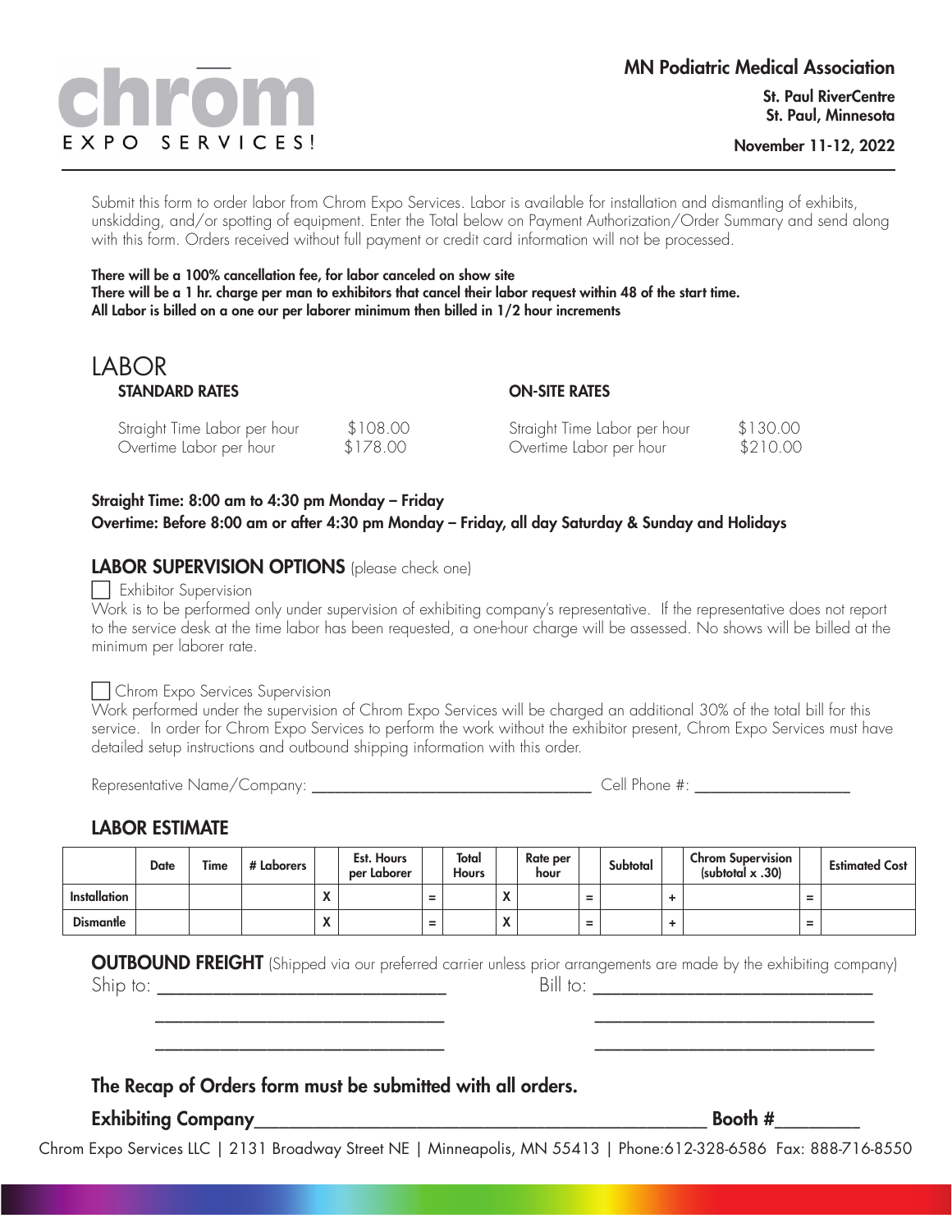chrom EXPO SERVICES!

**MN Podiatric Medical Association**

**St. Paul RiverCentre**
**St. Paul, Minnesota**

**November 11-12, 2022**

Submit this form to order labor from Chrom Expo Services. Labor is available for installation and dismantling of exhibits, unskidding, and/or spotting of equipment. Enter the Total below on Payment Authorization/Order Summary and send along with this form. Orders received without full payment or credit card information will not be processed.

**There will be a 100% cancellation fee, for labor canceled on show site**
**There will be a 1 hr. charge per man to exhibitors that cancel their labor request within 48 of the start time.**
**All Labor is billed on a one our per laborer minimum then billed in 1/2 hour increments**

# LABOR

**STANDARD RATES**

| | |
|---|---|
| Straight Time Labor per hour | $108.00 |
| Overtime Labor per hour | $178.00 |

**ON-SITE RATES**

| | |
|---|---|
| Straight Time Labor per hour | $130.00 |
| Overtime Labor per hour | $210.00 |

**Straight Time: 8:00 am to 4:30 pm Monday – Friday**
**Overtime: Before 8:00 am or after 4:30 pm Monday – Friday, all day Saturday & Sunday and Holidays**

## LABOR SUPERVISION OPTIONS (please check one)

☐ Exhibitor Supervision
Work is to be performed only under supervision of exhibiting company's representative. If the representative does not report to the service desk at the time labor has been requested, a one-hour charge will be assessed. No shows will be billed at the minimum per laborer rate.

☐ Chrom Expo Services Supervision
Work performed under the supervision of Chrom Expo Services will be charged an additional 30% of the total bill for this service. In order for Chrom Expo Services to perform the work without the exhibitor present, Chrom Expo Services must have detailed setup instructions and outbound shipping information with this order.

Representative Name/Company: ______________________________ Cell Phone #: ________________

## LABOR ESTIMATE

| | Date | Time | # Laborers | | Est. Hours per Laborer | | Total Hours | | Rate per hour | | Subtotal | | Chrom Supervision (subtotal x .30) | | Estimated Cost |
|---|---|---|---|---|---|---|---|---|---|---|---|---|---|---|---|
| Installation | | | | X | | = | | X | | = | | + | | = | |
| Dismantle | | | | X | | = | | X | | = | | + | | = | |

**OUTBOUND FREIGHT** (Shipped via our preferred carrier unless prior arrangements are made by the exhibiting company)

Ship to: ______________________________ Bill to: ______________________________

______________________________ ______________________________

______________________________ ______________________________

**The Recap of Orders form must be submitted with all orders.**

**Exhibiting Company**__________________________________________ **Booth #**________

Chrom Expo Services LLC | 2131 Broadway Street NE | Minneapolis, MN 55413 | Phone:612-328-6586 Fax: 888-716-8550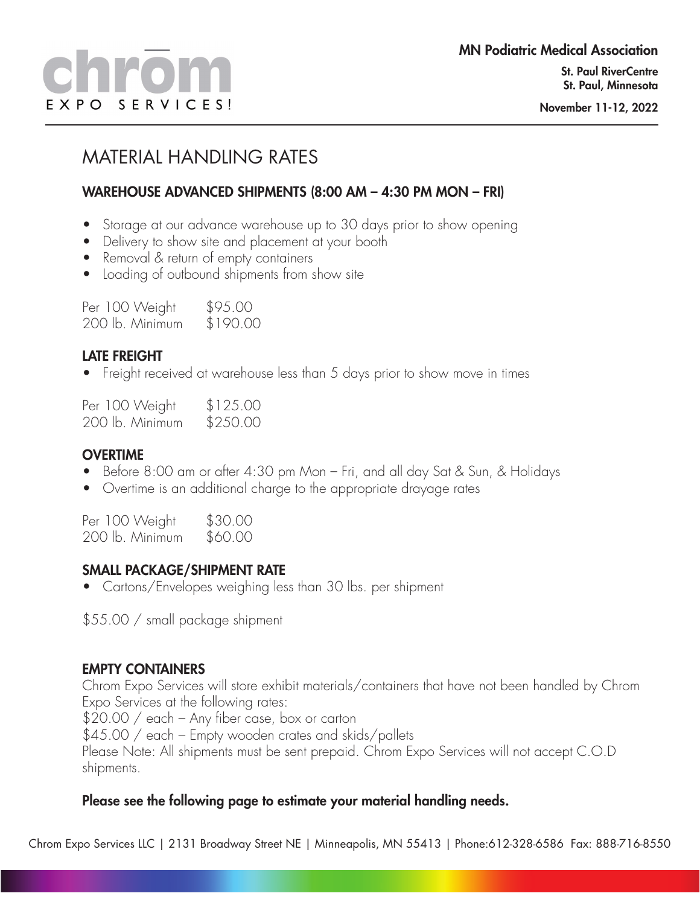# MATERIAL HANDLING RATES

## WAREHOUSE ADVANCED SHIPMENTS (8:00 AM – 4:30 PM MON – FRI)

- Storage at our advance warehouse up to 30 days prior to show opening
- Delivery to show site and placement at your booth
- Removal & return of empty containers
- Loading of outbound shipments from show site

| | |
|---|---|
| Per 100 Weight | $95.00 |
| 200 lb. Minimum | $190.00 |

## LATE FREIGHT

- Freight received at warehouse less than 5 days prior to show move in times

| | |
|---|---|
| Per 100 Weight | $125.00 |
| 200 lb. Minimum | $250.00 |

## OVERTIME

- Before 8:00 am or after 4:30 pm Mon – Fri, and all day Sat & Sun, & Holidays
- Overtime is an additional charge to the appropriate drayage rates

| | |
|---|---|
| Per 100 Weight | $30.00 |
| 200 lb. Minimum | $60.00 |

## SMALL PACKAGE/SHIPMENT RATE

- Cartons/Envelopes weighing less than 30 lbs. per shipment

$55.00 / small package shipment

## EMPTY CONTAINERS

Chrom Expo Services will store exhibit materials/containers that have not been handled by Chrom Expo Services at the following rates:
$20.00 / each – Any fiber case, box or carton
$45.00 / each – Empty wooden crates and skids/pallets
Please Note: All shipments must be sent prepaid. Chrom Expo Services will not accept C.O.D shipments.

**Please see the following page to estimate your material handling needs.**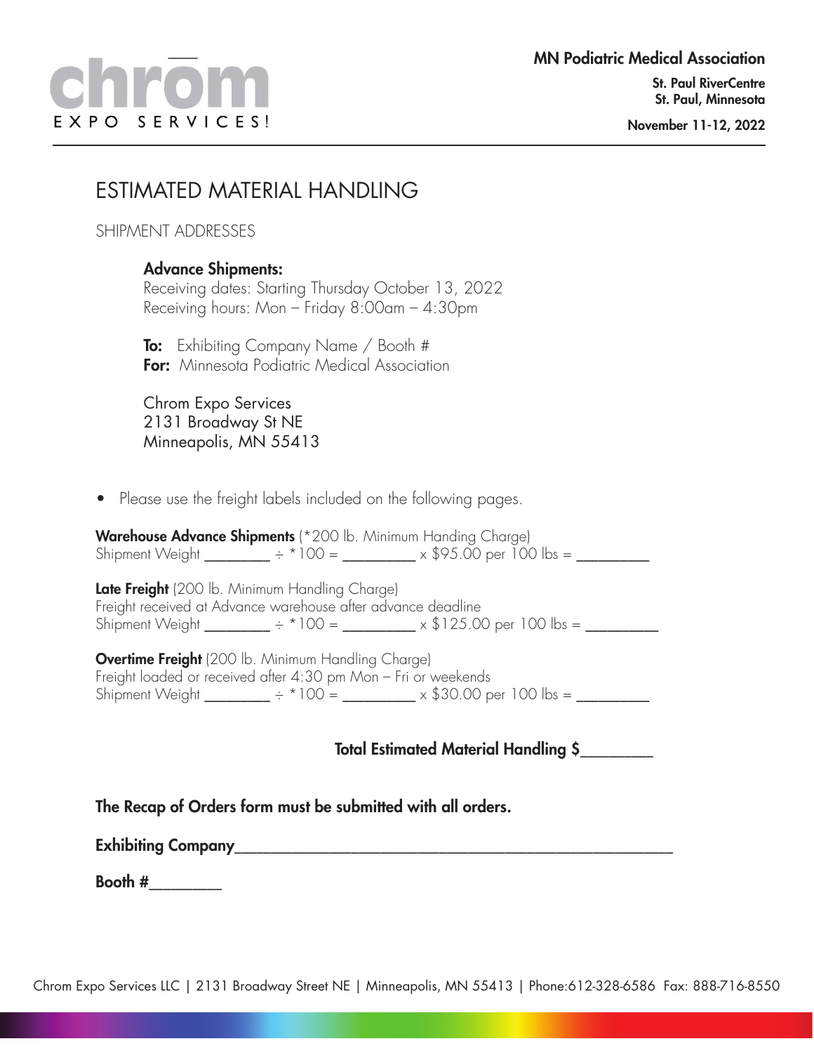chrom
EXPO SERVICES!

**MN Podiatric Medical Association**

**St. Paul RiverCentre**
**St. Paul, Minnesota**

**November 11-12, 2022**

# ESTIMATED MATERIAL HANDLING

## SHIPMENT ADDRESSES

**Advance Shipments:**
Receiving dates: Starting Thursday October 13, 2022
Receiving hours: Mon – Friday 8:00am – 4:30pm

**To:** Exhibiting Company Name / Booth #
**For:** Minnesota Podiatric Medical Association

Chrom Expo Services
2131 Broadway St NE
Minneapolis, MN 55413

- Please use the freight labels included on the following pages.

**Warehouse Advance Shipments** (*200 lb. Minimum Handing Charge)
Shipment Weight ________ ÷ *100 = _________ x $95.00 per 100 lbs = _________

**Late Freight** (200 lb. Minimum Handling Charge)
Freight received at Advance warehouse after advance deadline
Shipment Weight ________ ÷ *100 = _________ x $125.00 per 100 lbs = _________

**Overtime Freight** (200 lb. Minimum Handling Charge)
Freight loaded or received after 4:30 pm Mon – Fri or weekends
Shipment Weight ________ ÷ *100 = _________ x $30.00 per 100 lbs = _________

**Total Estimated Material Handling $________**

**The Recap of Orders form must be submitted with all orders.**

**Exhibiting Company**______________________________________________________

**Booth #**________

Chrom Expo Services LLC | 2131 Broadway Street NE | Minneapolis, MN 55413 | Phone:612-328-6586 Fax: 888-716-8550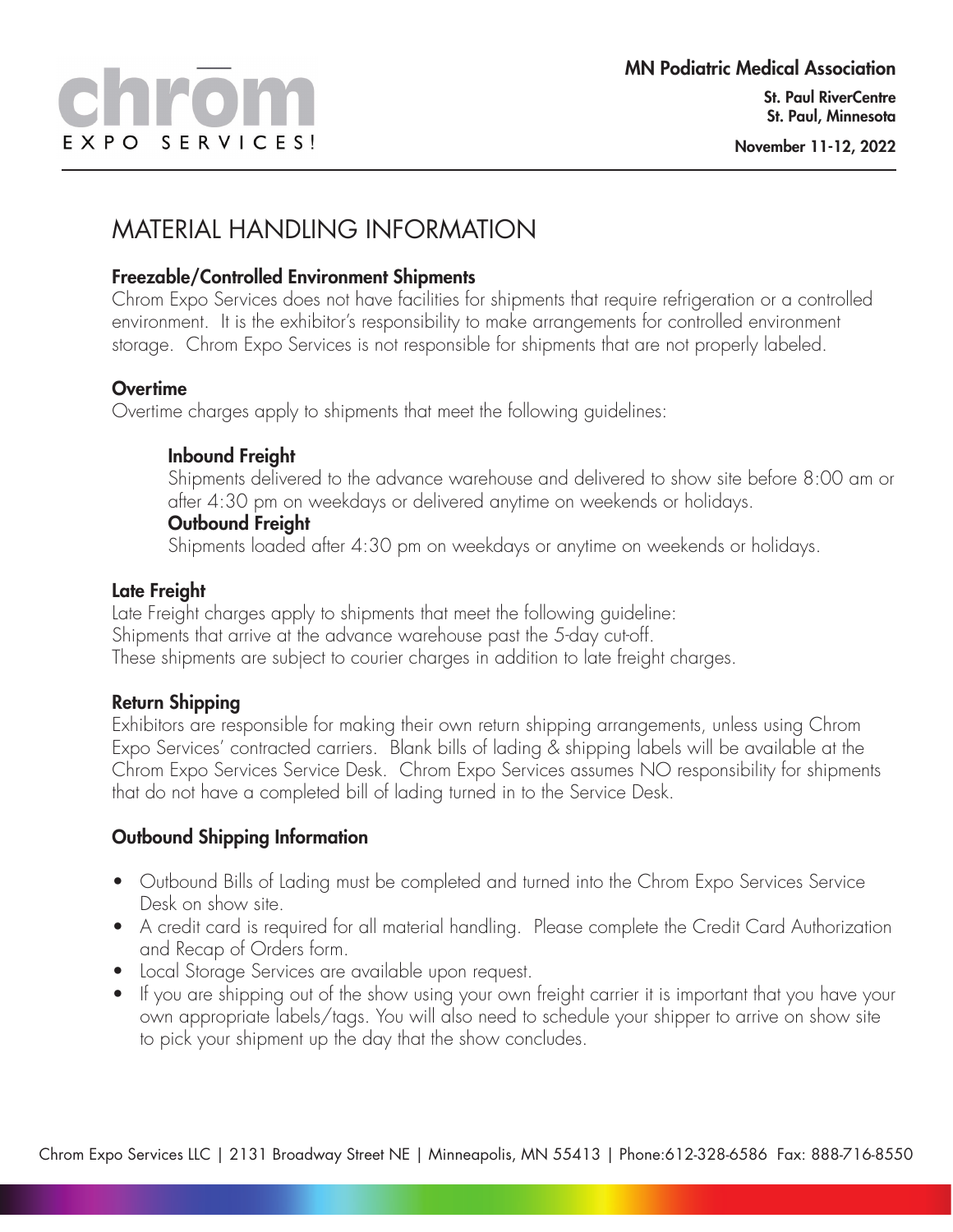# MATERIAL HANDLING INFORMATION

### Freezable/Controlled Environment Shipments

Chrom Expo Services does not have facilities for shipments that require refrigeration or a controlled environment. It is the exhibitor's responsibility to make arrangements for controlled environment storage. Chrom Expo Services is not responsible for shipments that are not properly labeled.

### Overtime

Overtime charges apply to shipments that meet the following guidelines:

**Inbound Freight**

Shipments delivered to the advance warehouse and delivered to show site before 8:00 am or after 4:30 pm on weekdays or delivered anytime on weekends or holidays.

**Outbound Freight**

Shipments loaded after 4:30 pm on weekdays or anytime on weekends or holidays.

### Late Freight

Late Freight charges apply to shipments that meet the following guideline:
Shipments that arrive at the advance warehouse past the 5-day cut-off.
These shipments are subject to courier charges in addition to late freight charges.

### Return Shipping

Exhibitors are responsible for making their own return shipping arrangements, unless using Chrom Expo Services' contracted carriers. Blank bills of lading & shipping labels will be available at the Chrom Expo Services Service Desk. Chrom Expo Services assumes NO responsibility for shipments that do not have a completed bill of lading turned in to the Service Desk.

### Outbound Shipping Information

- Outbound Bills of Lading must be completed and turned into the Chrom Expo Services Service Desk on show site.
- A credit card is required for all material handling. Please complete the Credit Card Authorization and Recap of Orders form.
- Local Storage Services are available upon request.
- If you are shipping out of the show using your own freight carrier it is important that you have your own appropriate labels/tags. You will also need to schedule your shipper to arrive on show site to pick your shipment up the day that the show concludes.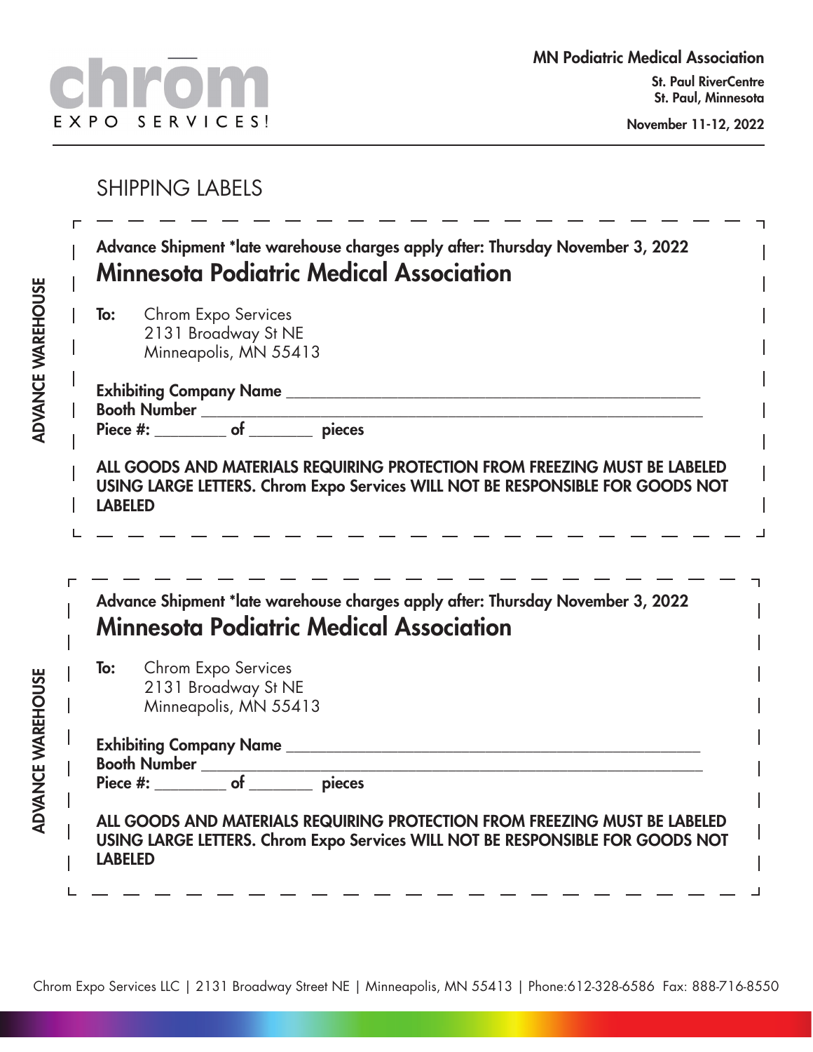chrom
EXPO SERVICES!

**MN Podiatric Medical Association**

**St. Paul RiverCentre**
**St. Paul, Minnesota**

**November 11-12, 2022**

# SHIPPING LABELS

**ADVANCE WAREHOUSE**

**Advance Shipment *late warehouse charges apply after: Thursday November 3, 2022**

## Minnesota Podiatric Medical Association

**To:** Chrom Expo Services
2131 Broadway St NE
Minneapolis, MN 55413

**Exhibiting Company Name** ______________________________________________
**Booth Number** ______________________________________________________
**Piece #:** ________ **of** _______ **pieces**

**ALL GOODS AND MATERIALS REQUIRING PROTECTION FROM FREEZING MUST BE LABELED USING LARGE LETTERS. Chrom Expo Services WILL NOT BE RESPONSIBLE FOR GOODS NOT LABELED**

---

**ADVANCE WAREHOUSE**

**Advance Shipment *late warehouse charges apply after: Thursday November 3, 2022**

## Minnesota Podiatric Medical Association

**To:** Chrom Expo Services
2131 Broadway St NE
Minneapolis, MN 55413

**Exhibiting Company Name** ______________________________________________
**Booth Number** ______________________________________________________
**Piece #:** ________ **of** _______ **pieces**

**ALL GOODS AND MATERIALS REQUIRING PROTECTION FROM FREEZING MUST BE LABELED USING LARGE LETTERS. Chrom Expo Services WILL NOT BE RESPONSIBLE FOR GOODS NOT LABELED**

Chrom Expo Services LLC | 2131 Broadway Street NE | Minneapolis, MN 55413 | Phone:612-328-6586 Fax: 888-716-8550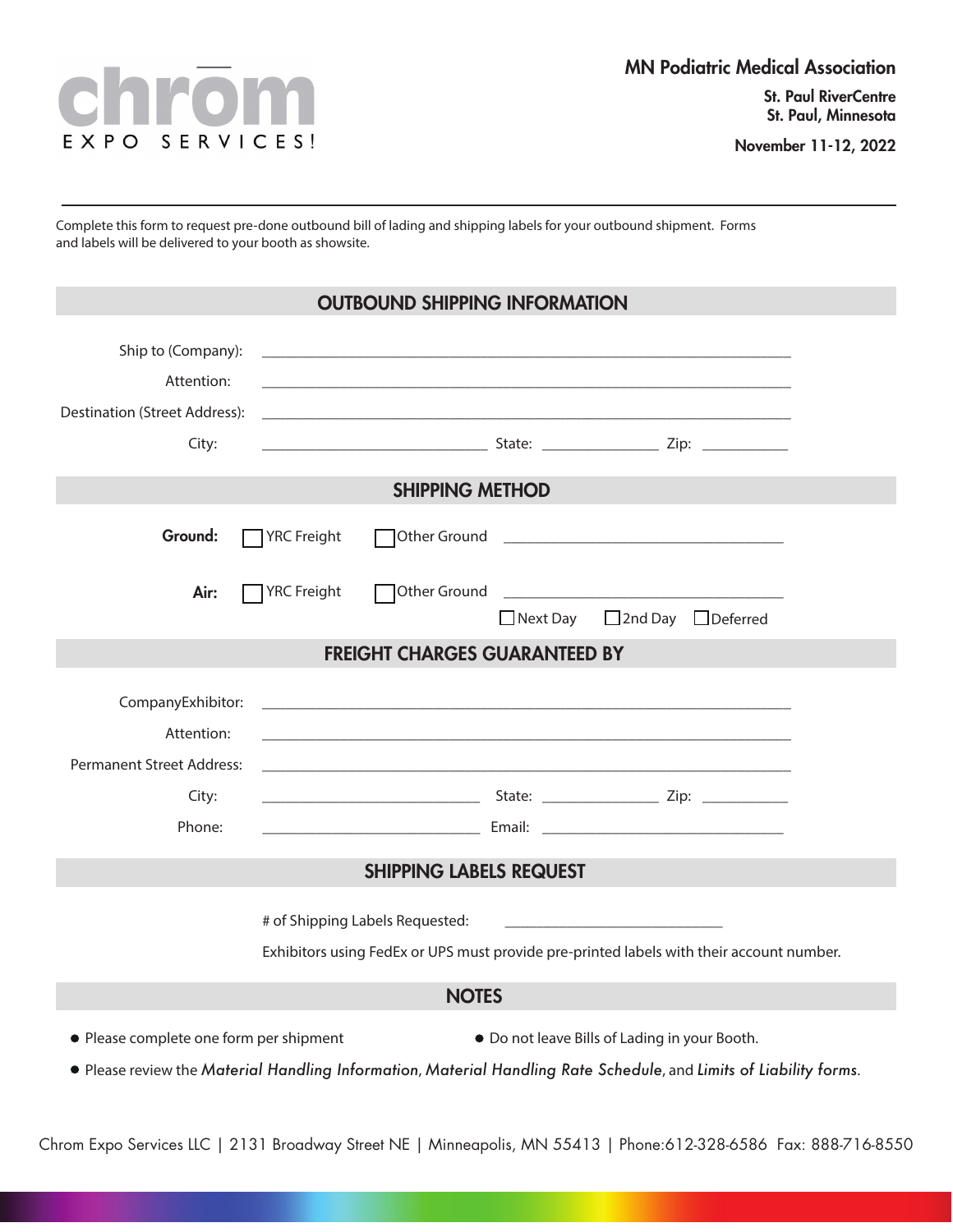chrom
EXPO SERVICES!

**MN Podiatric Medical Association**

**St. Paul RiverCentre**
**St. Paul, Minnesota**

**November 11-12, 2022**

---

Complete this form to request pre-done outbound bill of lading and shipping labels for your outbound shipment. Forms and labels will be delivered to your booth as showsite.

## OUTBOUND SHIPPING INFORMATION

Ship to (Company): ______________________________________________

Attention: ______________________________________________

Destination (Street Address): ______________________________________________

City: ____________________ State: ____________ Zip: __________

## SHIPPING METHOD

**Ground:** ☐ YRC Freight ☐ Other Ground ____________________________

**Air:** ☐ YRC Freight ☐ Other Ground ____________________________

☐ Next Day ☐ 2nd Day ☐ Deferred

## FREIGHT CHARGES GUARANTEED BY

CompanyExhibitor: ______________________________________________

Attention: ______________________________________________

Permanent Street Address: ______________________________________________

City: ____________________ State: ____________ Zip: __________

Phone: ____________________ Email: ____________________________

## SHIPPING LABELS REQUEST

# of Shipping Labels Requested: ____________________

Exhibitors using FedEx or UPS must provide pre-printed labels with their account number.

## NOTES

- Please complete one form per shipment
- Do not leave Bills of Lading in your Booth.
- Please review the *Material Handling Information*, *Material Handling Rate Schedule*, and *Limits of Liability forms*.

Chrom Expo Services LLC | 2131 Broadway Street NE | Minneapolis, MN 55413 | Phone:612-328-6586 Fax: 888-716-8550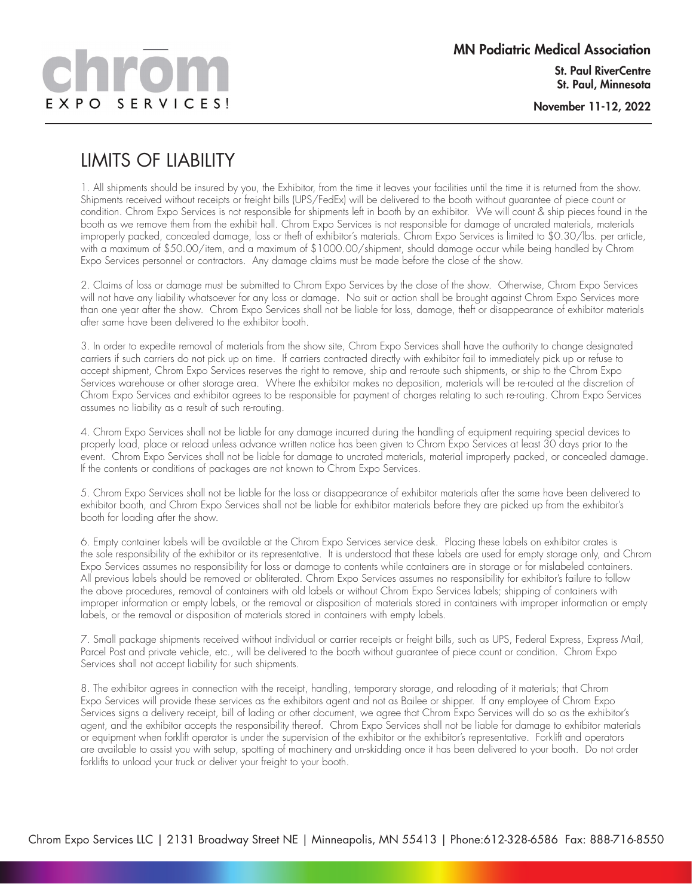MN Podiatric Medical Association

St. Paul RiverCentre
St. Paul, Minnesota

November 11-12, 2022

# LIMITS OF LIABILITY

1. All shipments should be insured by you, the Exhibitor, from the time it leaves your facilities until the time it is returned from the show. Shipments received without receipts or freight bills (UPS/FedEx) will be delivered to the booth without guarantee of piece count or condition. Chrom Expo Services is not responsible for shipments left in booth by an exhibitor. We will count & ship pieces found in the booth as we remove them from the exhibit hall. Chrom Expo Services is not responsible for damage of uncrated materials, materials improperly packed, concealed damage, loss or theft of exhibitor's materials. Chrom Expo Services is limited to $0.30/lbs. per article, with a maximum of $50.00/item, and a maximum of $1000.00/shipment, should damage occur while being handled by Chrom Expo Services personnel or contractors. Any damage claims must be made before the close of the show.

2. Claims of loss or damage must be submitted to Chrom Expo Services by the close of the show. Otherwise, Chrom Expo Services will not have any liability whatsoever for any loss or damage. No suit or action shall be brought against Chrom Expo Services more than one year after the show. Chrom Expo Services shall not be liable for loss, damage, theft or disappearance of exhibitor materials after same have been delivered to the exhibitor booth.

3. In order to expedite removal of materials from the show site, Chrom Expo Services shall have the authority to change designated carriers if such carriers do not pick up on time. If carriers contracted directly with exhibitor fail to immediately pick up or refuse to accept shipment, Chrom Expo Services reserves the right to remove, ship and re-route such shipments, or ship to the Chrom Expo Services warehouse or other storage area. Where the exhibitor makes no deposition, materials will be re-routed at the discretion of Chrom Expo Services and exhibitor agrees to be responsible for payment of charges relating to such re-routing. Chrom Expo Services assumes no liability as a result of such re-routing.

4. Chrom Expo Services shall not be liable for any damage incurred during the handling of equipment requiring special devices to properly load, place or reload unless advance written notice has been given to Chrom Expo Services at least 30 days prior to the event. Chrom Expo Services shall not be liable for damage to uncrated materials, material improperly packed, or concealed damage. If the contents or conditions of packages are not known to Chrom Expo Services.

5. Chrom Expo Services shall not be liable for the loss or disappearance of exhibitor materials after the same have been delivered to exhibitor booth, and Chrom Expo Services shall not be liable for exhibitor materials before they are picked up from the exhibitor's booth for loading after the show.

6. Empty container labels will be available at the Chrom Expo Services service desk. Placing these labels on exhibitor crates is the sole responsibility of the exhibitor or its representative. It is understood that these labels are used for empty storage only, and Chrom Expo Services assumes no responsibility for loss or damage to contents while containers are in storage or for mislabeled containers. All previous labels should be removed or obliterated. Chrom Expo Services assumes no responsibility for exhibitor's failure to follow the above procedures, removal of containers with old labels or without Chrom Expo Services labels; shipping of containers with improper information or empty labels, or the removal or disposition of materials stored in containers with improper information or empty labels, or the removal or disposition of materials stored in containers with empty labels.

7. Small package shipments received without individual or carrier receipts or freight bills, such as UPS, Federal Express, Express Mail, Parcel Post and private vehicle, etc., will be delivered to the booth without guarantee of piece count or condition. Chrom Expo Services shall not accept liability for such shipments.

8. The exhibitor agrees in connection with the receipt, handling, temporary storage, and reloading of it materials; that Chrom Expo Services will provide these services as the exhibitors agent and not as Bailee or shipper. If any employee of Chrom Expo Services signs a delivery receipt, bill of lading or other document, we agree that Chrom Expo Services will do so as the exhibitor's agent, and the exhibitor accepts the responsibility thereof. Chrom Expo Services shall not be liable for damage to exhibitor materials or equipment when forklift operator is under the supervision of the exhibitor or the exhibitor's representative. Forklift and operators are available to assist you with setup, spotting of machinery and un-skidding once it has been delivered to your booth. Do not order forklifts to unload your truck or deliver your freight to your booth.

Chrom Expo Services LLC | 2131 Broadway Street NE | Minneapolis, MN 55413 | Phone:612-328-6586 Fax: 888-716-8550